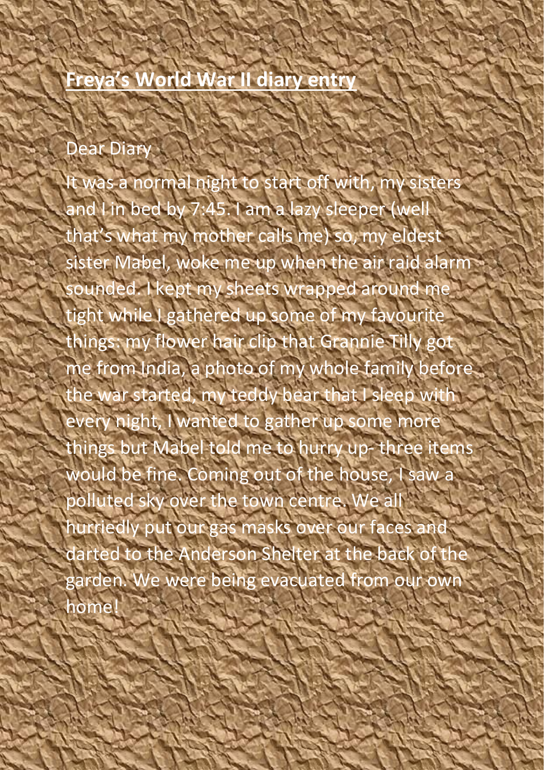# Freya's World War II diary entry

Dear Diary

It was a normal night to start off with, my sisters and I in bed by 7:45. I am a lazy sleeper (well that's what my mother calls me) so, my eldest sister Mabel, woke me up when the air raid alarm sounded. I kept my sheets wrapped around me tight while I gathered up some of my favourite things: my flower hair clip that Grannie Tilly got me from India, a photo of my whole family before the war started, my teddy bear that I sleep with every night, I wanted to gather up some more things but Mabel told me to hurry up- three items would be fine. Coming out of the house, I saw a polluted sky over the town centre. We all hurriedly put our gas masks over our faces and darted to the Anderson Shelter at the back of the garden. We were being evacuated from our own home!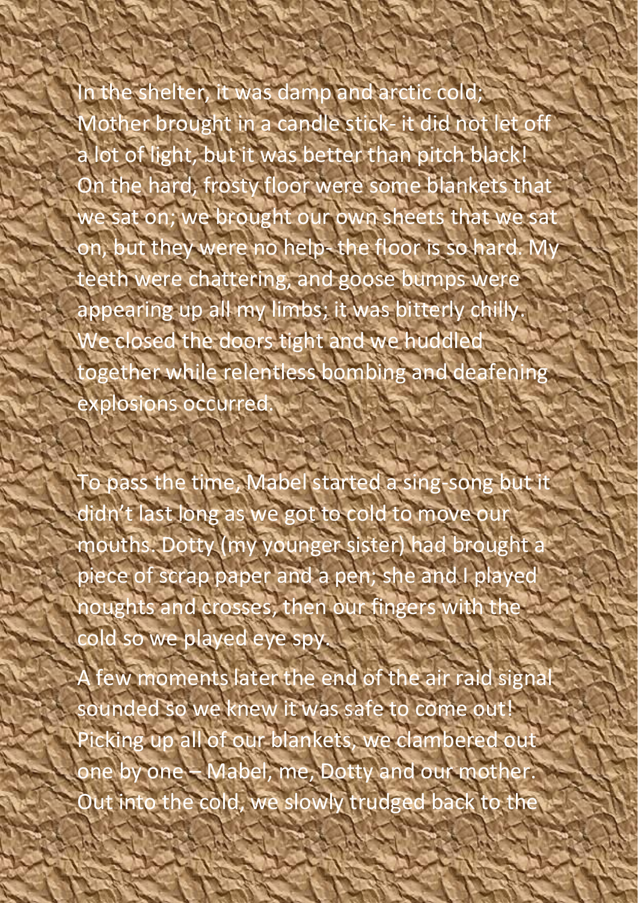In the shelter, it was damp and arctic cold; Mother brought in a candle stick- it did not let off a lot of light, but it was better than pitch black! On the hard, frosty floor were some blankets that we sat on; we brought our own sheets that we sat on, but they were no help- the floor is so hard. My teeth were chattering, and goose bumps were appearing up all my limbs; it was bitterly chilly. We closed the doors tight and we huddled together while relentless bombing and deafening explosions occurred.

To pass the time, Mabel started a sing-song but it didn't last long as we got to cold to move our mouths. Dotty (my younger sister) had brought a piece of scrap paper and a pen; she and I played noughts and crosses, then our fingers with the cold so we played eye spy.

A few moments later the end of the air raid signal sounded so we knew it was safe to come out! Picking up all of our blankets, we clambered out one by one – Mabel, me, Dotty and our mother. Out into the cold, we slowly trudged back to the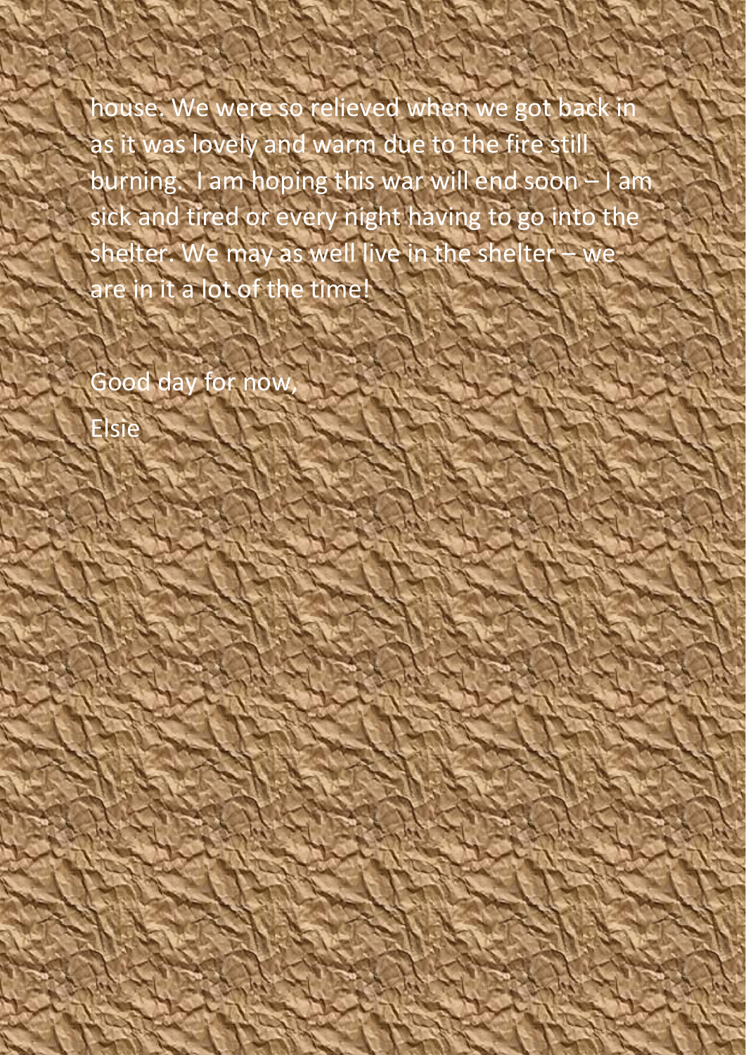house. We were so relieved when we got back in as it was lovely and warm due to the fire still burning. I am hoping this war will end soon – I am sick and tired or every night having to go into the shelter. We may as well live in the shelter – we are in it a lot of the time!

Good day for now,

Elsie